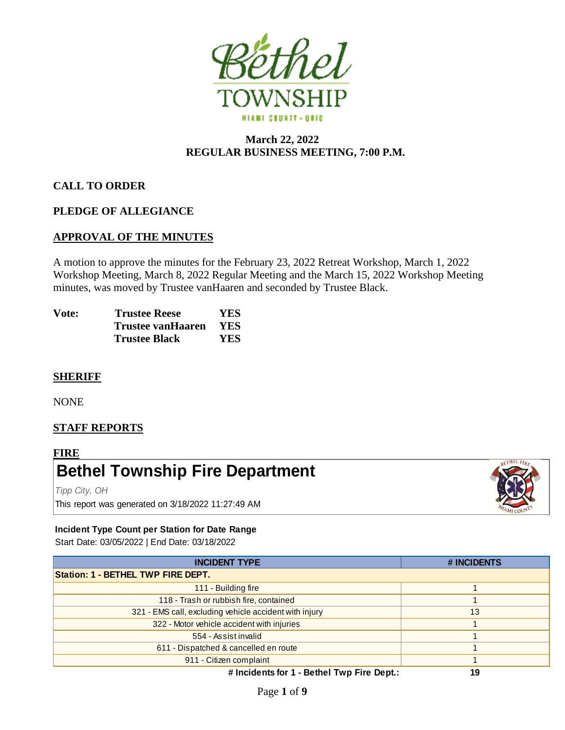**Bethel TOWNSHIP**
MIAMI COUNTY - OHIO

# March 22, 2022
# REGULAR BUSINESS MEETING, 7:00 P.M.

**CALL TO ORDER**

**PLEDGE OF ALLEGIANCE**

**APPROVAL OF THE MINUTES**

A motion to approve the minutes for the February 23, 2022 Retreat Workshop, March 1, 2022 Workshop Meeting, March 8, 2022 Regular Meeting and the March 15, 2022 Workshop Meeting minutes, was moved by Trustee vanHaaren and seconded by Trustee Black.

| **Vote:** | **Trustee Reese** | **YES** |
|---|---|---|
| | **Trustee vanHaaren** | **YES** |
| | **Trustee Black** | **YES** |

**SHERIFF**

NONE

**STAFF REPORTS**

**FIRE**

## Bethel Township Fire Department

*Tipp City, OH*

This report was generated on 3/18/2022 11:27:49 AM

**Incident Type Count per Station for Date Range**

Start Date: 03/05/2022 | End Date: 03/18/2022

| INCIDENT TYPE | # INCIDENTS |
|---|---|
| **Station: 1 - BETHEL TWP FIRE DEPT.** | |
| 111 - Building fire | 1 |
| 118 - Trash or rubbish fire, contained | 1 |
| 321 - EMS call, excluding vehicle accident with injury | 13 |
| 322 - Motor vehicle accident with injuries | 1 |
| 554 - Assist invalid | 1 |
| 611 - Dispatched & cancelled en route | 1 |
| 911 - Citizen complaint | 1 |
| **# Incidents for 1 - Bethel Twp Fire Dept.:** | **19** |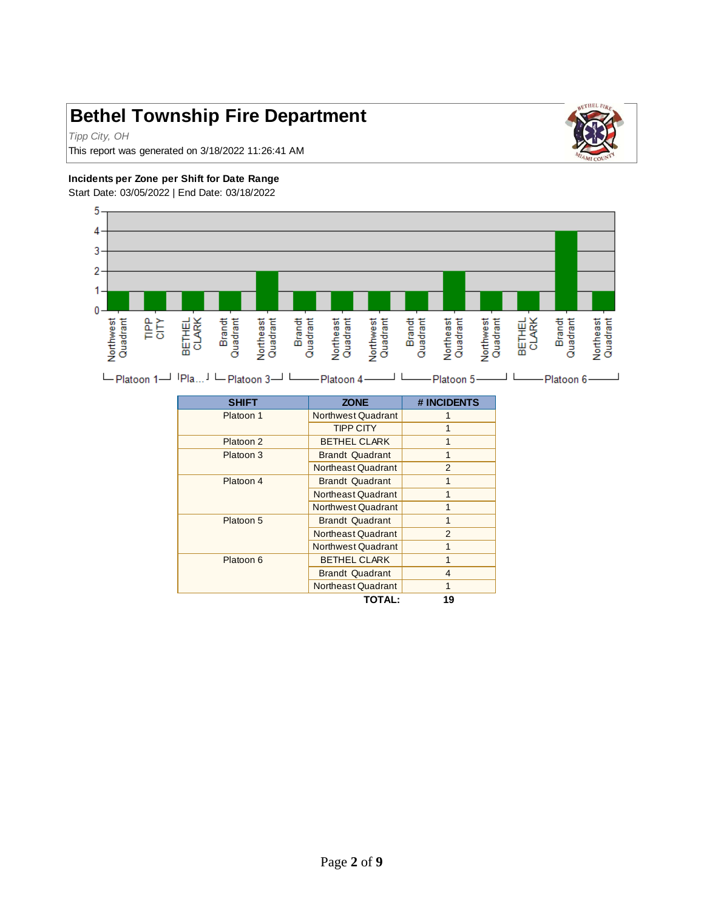# Bethel Township Fire Department

*Tipp City, OH*

This report was generated on 3/18/2022 11:26:41 AM

**Incidents per Zone per Shift for Date Range**

Start Date: 03/05/2022 | End Date: 03/18/2022

| SHIFT | ZONE | # INCIDENTS |
|---|---|---|
| Platoon 1 | Northwest Quadrant | 1 |
| | TIPP CITY | 1 |
| Platoon 2 | BETHEL CLARK | 1 |
| Platoon 3 | Brandt Quadrant | 1 |
| | Northeast Quadrant | 2 |
| Platoon 4 | Brandt Quadrant | 1 |
| | Northeast Quadrant | 1 |
| | Northwest Quadrant | 1 |
| Platoon 5 | Brandt Quadrant | 1 |
| | Northeast Quadrant | 2 |
| | Northwest Quadrant | 1 |
| Platoon 6 | BETHEL CLARK | 1 |
| | Brandt Quadrant | 4 |
| | Northeast Quadrant | 1 |
| | **TOTAL:** | **19** |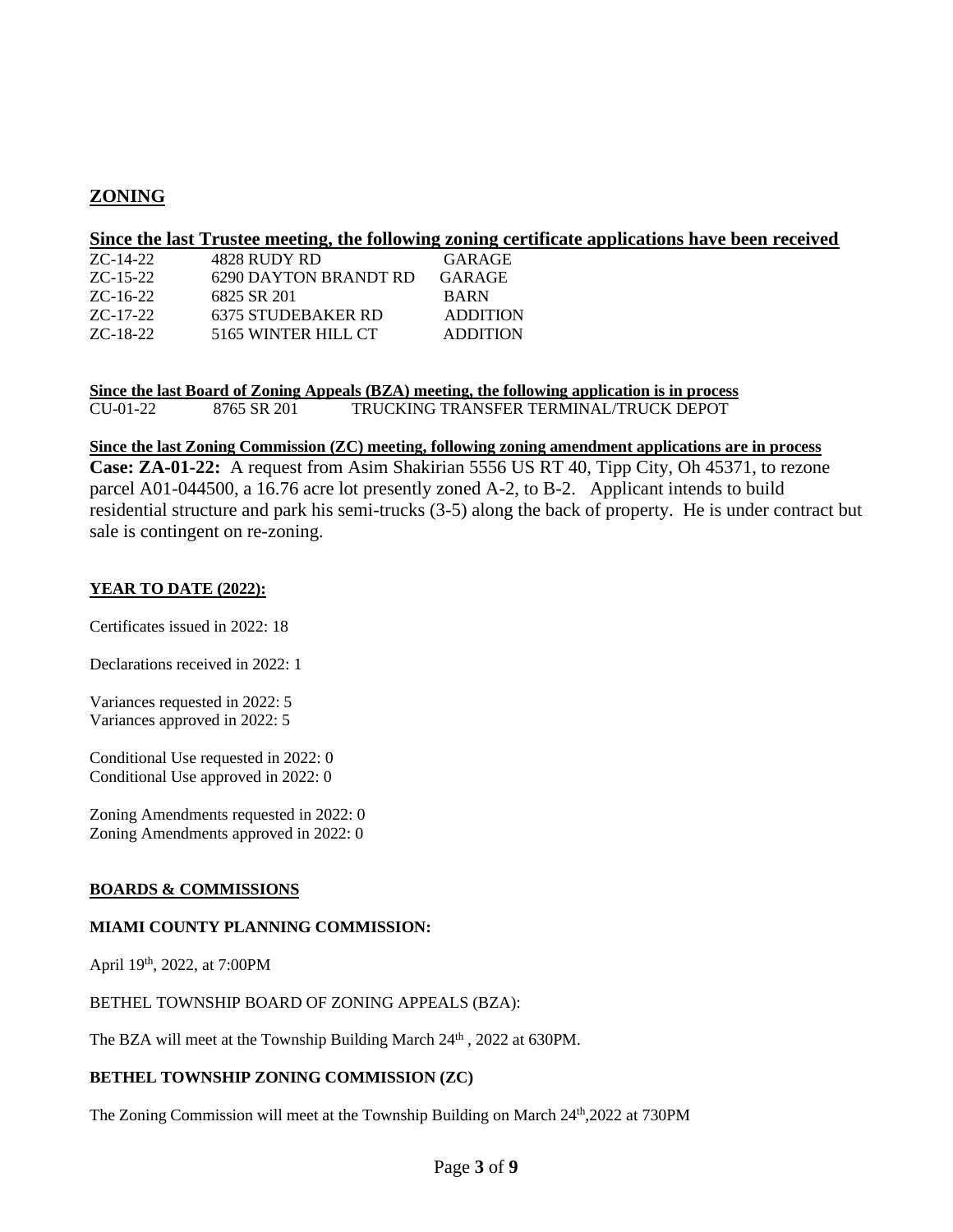## ZONING

### Since the last Trustee meeting, the following zoning certificate applications have been received

| | | |
|---|---|---|
| ZC-14-22 | 4828 RUDY RD | GARAGE |
| ZC-15-22 | 6290 DAYTON BRANDT RD | GARAGE |
| ZC-16-22 | 6825 SR 201 | BARN |
| ZC-17-22 | 6375 STUDEBAKER RD | ADDITION |
| ZC-18-22 | 5165 WINTER HILL CT | ADDITION |

**Since the last Board of Zoning Appeals (BZA) meeting, the following application is in process**

CU-01-22 8765 SR 201 TRUCKING TRANSFER TERMINAL/TRUCK DEPOT

**Since the last Zoning Commission (ZC) meeting, following zoning amendment applications are in process**

**Case: ZA-01-22:** A request from Asim Shakirian 5556 US RT 40, Tipp City, Oh 45371, to rezone parcel A01-044500, a 16.76 acre lot presently zoned A-2, to B-2. Applicant intends to build residential structure and park his semi-trucks (3-5) along the back of property. He is under contract but sale is contingent on re-zoning.

**YEAR TO DATE (2022):**

Certificates issued in 2022: 18

Declarations received in 2022: 1

Variances requested in 2022: 5
Variances approved in 2022: 5

Conditional Use requested in 2022: 0
Conditional Use approved in 2022: 0

Zoning Amendments requested in 2022: 0
Zoning Amendments approved in 2022: 0

**BOARDS & COMMISSIONS**

**MIAMI COUNTY PLANNING COMMISSION:**

April 19th, 2022, at 7:00PM

BETHEL TOWNSHIP BOARD OF ZONING APPEALS (BZA):

The BZA will meet at the Township Building March 24th , 2022 at 630PM.

**BETHEL TOWNSHIP ZONING COMMISSION (ZC)**

The Zoning Commission will meet at the Township Building on March 24th,2022 at 730PM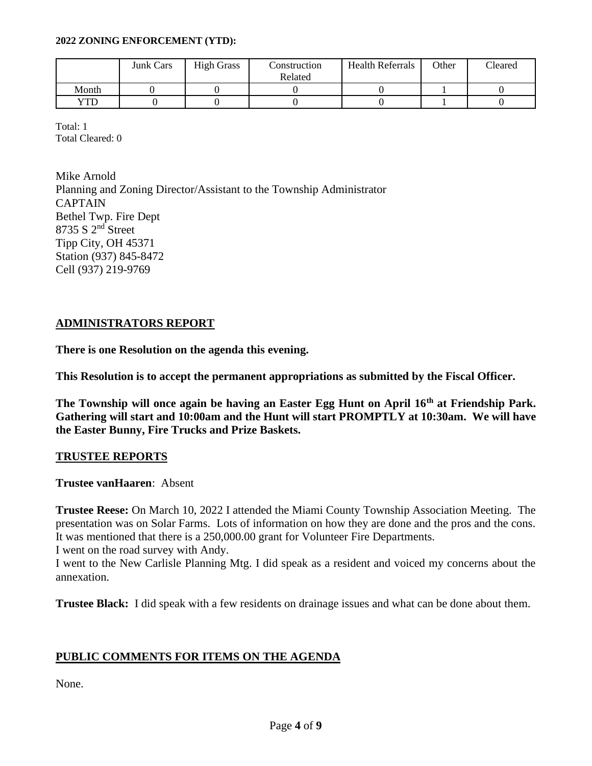**2022 ZONING ENFORCEMENT (YTD):**

| | Junk Cars | High Grass | Construction Related | Health Referrals | Other | Cleared |
|---|---|---|---|---|---|---|
| Month | 0 | 0 | 0 | 0 | 1 | 0 |
| YTD | 0 | 0 | 0 | 0 | 1 | 0 |

Total: 1
Total Cleared: 0

Mike Arnold
Planning and Zoning Director/Assistant to the Township Administrator
CAPTAIN
Bethel Twp. Fire Dept
8735 S 2nd Street
Tipp City, OH 45371
Station (937) 845-8472
Cell (937) 219-9769

## ADMINISTRATORS REPORT

**There is one Resolution on the agenda this evening.**

**This Resolution is to accept the permanent appropriations as submitted by the Fiscal Officer.**

**The Township will once again be having an Easter Egg Hunt on April 16th at Friendship Park. Gathering will start and 10:00am and the Hunt will start PROMPTLY at 10:30am. We will have the Easter Bunny, Fire Trucks and Prize Baskets.**

## TRUSTEE REPORTS

**Trustee vanHaaren**: Absent

**Trustee Reese:** On March 10, 2022 I attended the Miami County Township Association Meeting. The presentation was on Solar Farms. Lots of information on how they are done and the pros and the cons. It was mentioned that there is a 250,000.00 grant for Volunteer Fire Departments.
I went on the road survey with Andy.
I went to the New Carlisle Planning Mtg. I did speak as a resident and voiced my concerns about the annexation.

**Trustee Black:** I did speak with a few residents on drainage issues and what can be done about them.

## PUBLIC COMMENTS FOR ITEMS ON THE AGENDA

None.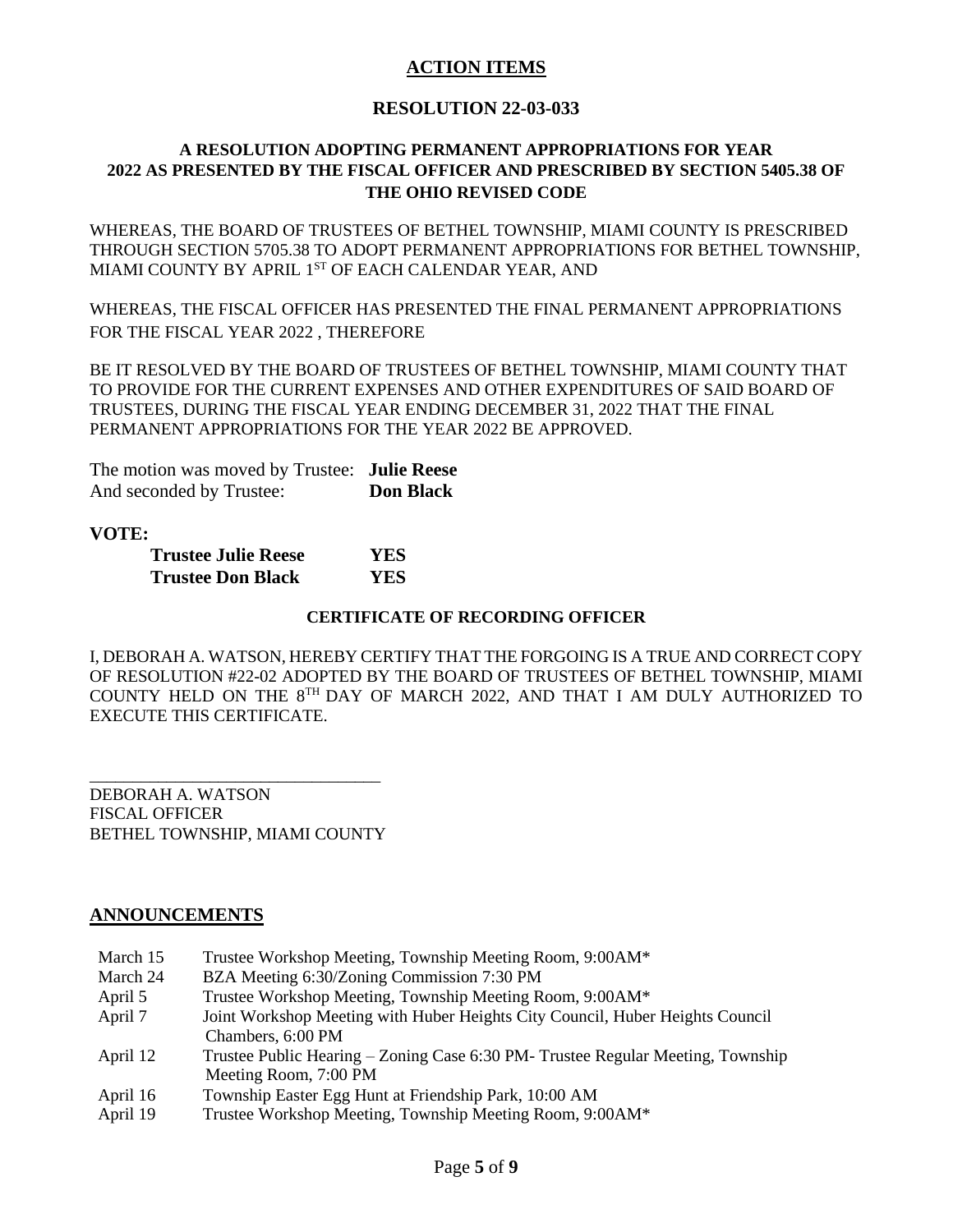## ACTION ITEMS

### RESOLUTION 22-03-033

### A RESOLUTION ADOPTING PERMANENT APPROPRIATIONS FOR YEAR 2022 AS PRESENTED BY THE FISCAL OFFICER AND PRESCRIBED BY SECTION 5405.38 OF THE OHIO REVISED CODE

WHEREAS, THE BOARD OF TRUSTEES OF BETHEL TOWNSHIP, MIAMI COUNTY IS PRESCRIBED THROUGH SECTION 5705.38 TO ADOPT PERMANENT APPROPRIATIONS FOR BETHEL TOWNSHIP, MIAMI COUNTY BY APRIL 1ST OF EACH CALENDAR YEAR, AND

WHEREAS, THE FISCAL OFFICER HAS PRESENTED THE FINAL PERMANENT APPROPRIATIONS FOR THE FISCAL YEAR 2022 , THEREFORE

BE IT RESOLVED BY THE BOARD OF TRUSTEES OF BETHEL TOWNSHIP, MIAMI COUNTY THAT TO PROVIDE FOR THE CURRENT EXPENSES AND OTHER EXPENDITURES OF SAID BOARD OF TRUSTEES, DURING THE FISCAL YEAR ENDING DECEMBER 31, 2022 THAT THE FINAL PERMANENT APPROPRIATIONS FOR THE YEAR 2022 BE APPROVED.

The motion was moved by Trustee: **Julie Reese**
And seconded by Trustee: **Don Black**

**VOTE:**

| | |
|---|---|
| **Trustee Julie Reese** | **YES** |
| **Trustee Don Black** | **YES** |

**CERTIFICATE OF RECORDING OFFICER**

I, DEBORAH A. WATSON, HEREBY CERTIFY THAT THE FORGOING IS A TRUE AND CORRECT COPY OF RESOLUTION #22-02 ADOPTED BY THE BOARD OF TRUSTEES OF BETHEL TOWNSHIP, MIAMI COUNTY HELD ON THE 8TH DAY OF MARCH 2022, AND THAT I AM DULY AUTHORIZED TO EXECUTE THIS CERTIFICATE.

\_\_\_\_\_\_\_\_\_\_\_\_\_\_\_\_\_\_\_\_\_\_\_\_\_\_\_\_\_\_\_\_\_\_\_

DEBORAH A. WATSON
FISCAL OFFICER
BETHEL TOWNSHIP, MIAMI COUNTY

## ANNOUNCEMENTS

| | |
|---|---|
| March 15 | Trustee Workshop Meeting, Township Meeting Room, 9:00AM* |
| March 24 | BZA Meeting 6:30/Zoning Commission 7:30 PM |
| April 5 | Trustee Workshop Meeting, Township Meeting Room, 9:00AM* |
| April 7 | Joint Workshop Meeting with Huber Heights City Council, Huber Heights Council Chambers, 6:00 PM |
| April 12 | Trustee Public Hearing – Zoning Case 6:30 PM- Trustee Regular Meeting, Township Meeting Room, 7:00 PM |
| April 16 | Township Easter Egg Hunt at Friendship Park, 10:00 AM |
| April 19 | Trustee Workshop Meeting, Township Meeting Room, 9:00AM* |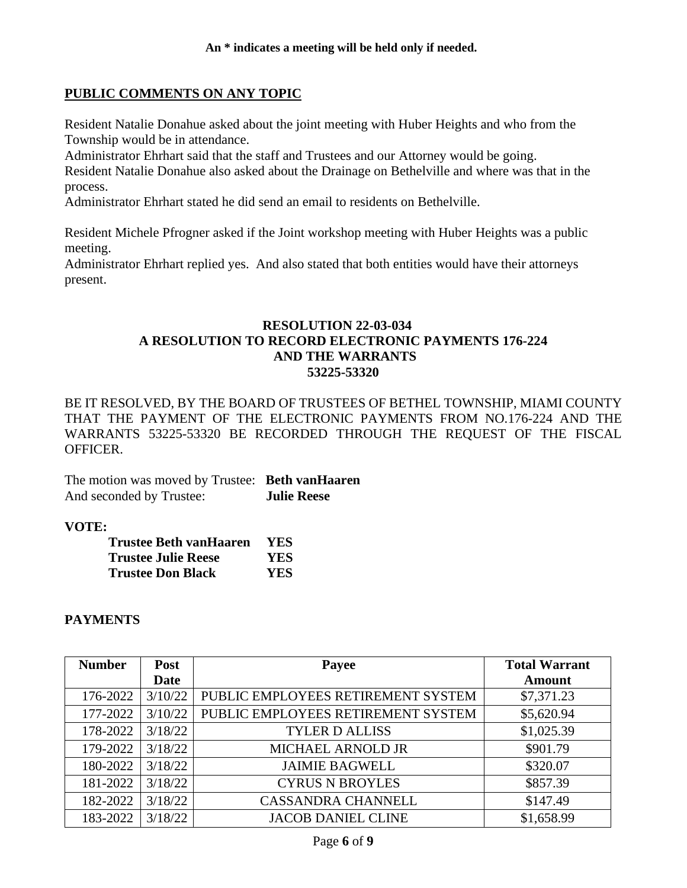**An * indicates a meeting will be held only if needed.**

## PUBLIC COMMENTS ON ANY TOPIC

Resident Natalie Donahue asked about the joint meeting with Huber Heights and who from the Township would be in attendance.

Administrator Ehrhart said that the staff and Trustees and our Attorney would be going.

Resident Natalie Donahue also asked about the Drainage on Bethelville and where was that in the process.

Administrator Ehrhart stated he did send an email to residents on Bethelville.

Resident Michele Pfrogner asked if the Joint workshop meeting with Huber Heights was a public meeting.

Administrator Ehrhart replied yes. And also stated that both entities would have their attorneys present.

### RESOLUTION 22-03-034
### A RESOLUTION TO RECORD ELECTRONIC PAYMENTS 176-224 AND THE WARRANTS 53225-53320

BE IT RESOLVED, BY THE BOARD OF TRUSTEES OF BETHEL TOWNSHIP, MIAMI COUNTY THAT THE PAYMENT OF THE ELECTRONIC PAYMENTS FROM NO.176-224 AND THE WARRANTS 53225-53320 BE RECORDED THROUGH THE REQUEST OF THE FISCAL OFFICER.

The motion was moved by Trustee: **Beth vanHaaren**
And seconded by Trustee: **Julie Reese**

**VOTE:**

**Trustee Beth vanHaaren YES**
**Trustee Julie Reese YES**
**Trustee Don Black YES**

## PAYMENTS

| Number | Post Date | Payee | Total Warrant Amount |
|---|---|---|---|
| 176-2022 | 3/10/22 | PUBLIC EMPLOYEES RETIREMENT SYSTEM | $7,371.23 |
| 177-2022 | 3/10/22 | PUBLIC EMPLOYEES RETIREMENT SYSTEM | $5,620.94 |
| 178-2022 | 3/18/22 | TYLER D ALLISS | $1,025.39 |
| 179-2022 | 3/18/22 | MICHAEL ARNOLD JR | $901.79 |
| 180-2022 | 3/18/22 | JAIMIE BAGWELL | $320.07 |
| 181-2022 | 3/18/22 | CYRUS N BROYLES | $857.39 |
| 182-2022 | 3/18/22 | CASSANDRA CHANNELL | $147.49 |
| 183-2022 | 3/18/22 | JACOB DANIEL CLINE | $1,658.99 |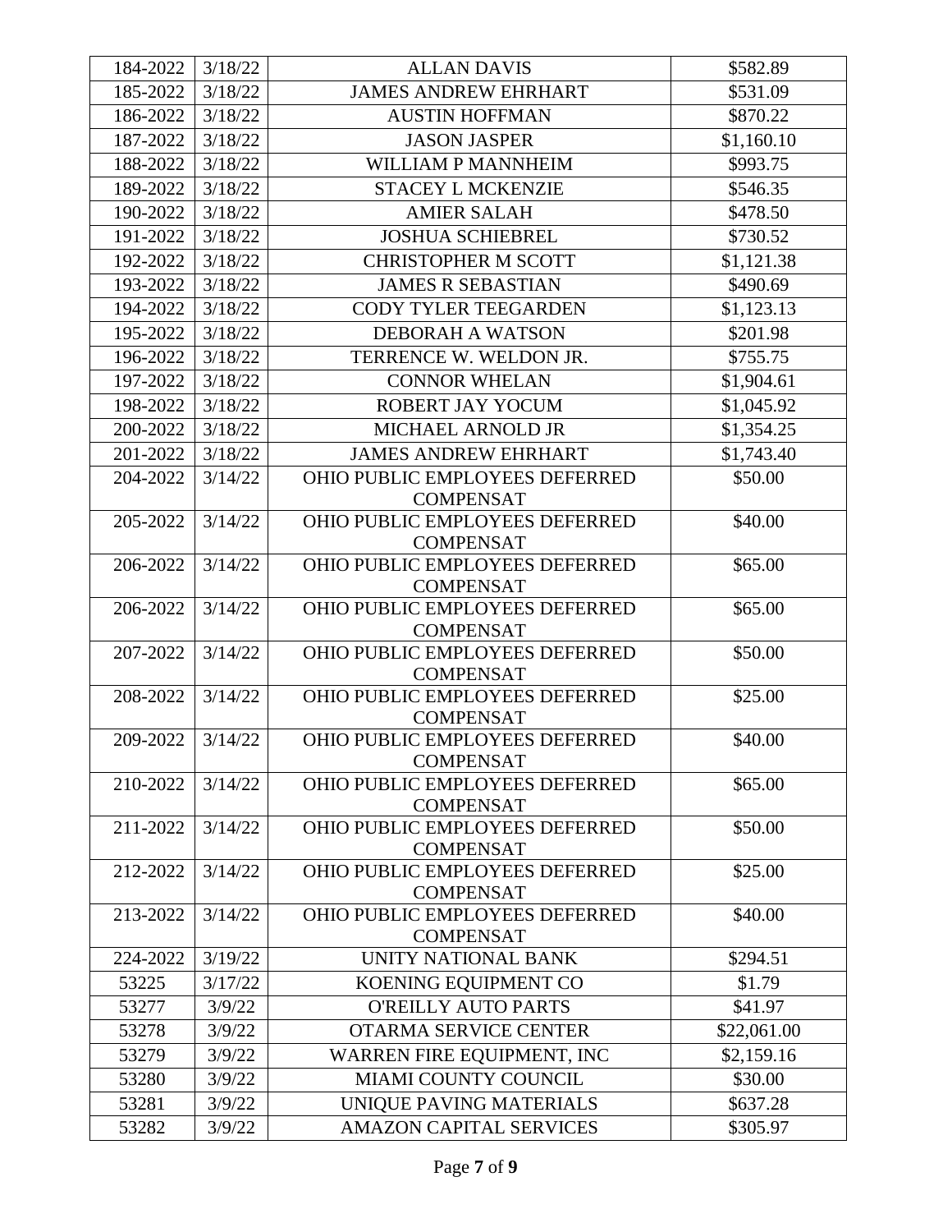| | | | |
|---|---|---|---|
| 184-2022 | 3/18/22 | ALLAN DAVIS | $582.89 |
| 185-2022 | 3/18/22 | JAMES ANDREW EHRHART | $531.09 |
| 186-2022 | 3/18/22 | AUSTIN HOFFMAN | $870.22 |
| 187-2022 | 3/18/22 | JASON JASPER | $1,160.10 |
| 188-2022 | 3/18/22 | WILLIAM P MANNHEIM | $993.75 |
| 189-2022 | 3/18/22 | STACEY L MCKENZIE | $546.35 |
| 190-2022 | 3/18/22 | AMIER SALAH | $478.50 |
| 191-2022 | 3/18/22 | JOSHUA SCHIEBREL | $730.52 |
| 192-2022 | 3/18/22 | CHRISTOPHER M SCOTT | $1,121.38 |
| 193-2022 | 3/18/22 | JAMES R SEBASTIAN | $490.69 |
| 194-2022 | 3/18/22 | CODY TYLER TEEGARDEN | $1,123.13 |
| 195-2022 | 3/18/22 | DEBORAH A WATSON | $201.98 |
| 196-2022 | 3/18/22 | TERRENCE W. WELDON JR. | $755.75 |
| 197-2022 | 3/18/22 | CONNOR WHELAN | $1,904.61 |
| 198-2022 | 3/18/22 | ROBERT JAY YOCUM | $1,045.92 |
| 200-2022 | 3/18/22 | MICHAEL ARNOLD JR | $1,354.25 |
| 201-2022 | 3/18/22 | JAMES ANDREW EHRHART | $1,743.40 |
| 204-2022 | 3/14/22 | OHIO PUBLIC EMPLOYEES DEFERRED COMPENSAT | $50.00 |
| 205-2022 | 3/14/22 | OHIO PUBLIC EMPLOYEES DEFERRED COMPENSAT | $40.00 |
| 206-2022 | 3/14/22 | OHIO PUBLIC EMPLOYEES DEFERRED COMPENSAT | $65.00 |
| 206-2022 | 3/14/22 | OHIO PUBLIC EMPLOYEES DEFERRED COMPENSAT | $65.00 |
| 207-2022 | 3/14/22 | OHIO PUBLIC EMPLOYEES DEFERRED COMPENSAT | $50.00 |
| 208-2022 | 3/14/22 | OHIO PUBLIC EMPLOYEES DEFERRED COMPENSAT | $25.00 |
| 209-2022 | 3/14/22 | OHIO PUBLIC EMPLOYEES DEFERRED COMPENSAT | $40.00 |
| 210-2022 | 3/14/22 | OHIO PUBLIC EMPLOYEES DEFERRED COMPENSAT | $65.00 |
| 211-2022 | 3/14/22 | OHIO PUBLIC EMPLOYEES DEFERRED COMPENSAT | $50.00 |
| 212-2022 | 3/14/22 | OHIO PUBLIC EMPLOYEES DEFERRED COMPENSAT | $25.00 |
| 213-2022 | 3/14/22 | OHIO PUBLIC EMPLOYEES DEFERRED COMPENSAT | $40.00 |
| 224-2022 | 3/19/22 | UNITY NATIONAL BANK | $294.51 |
| 53225 | 3/17/22 | KOENING EQUIPMENT CO | $1.79 |
| 53277 | 3/9/22 | O'REILLY AUTO PARTS | $41.97 |
| 53278 | 3/9/22 | OTARMA SERVICE CENTER | $22,061.00 |
| 53279 | 3/9/22 | WARREN FIRE EQUIPMENT, INC | $2,159.16 |
| 53280 | 3/9/22 | MIAMI COUNTY COUNCIL | $30.00 |
| 53281 | 3/9/22 | UNIQUE PAVING MATERIALS | $637.28 |
| 53282 | 3/9/22 | AMAZON CAPITAL SERVICES | $305.97 |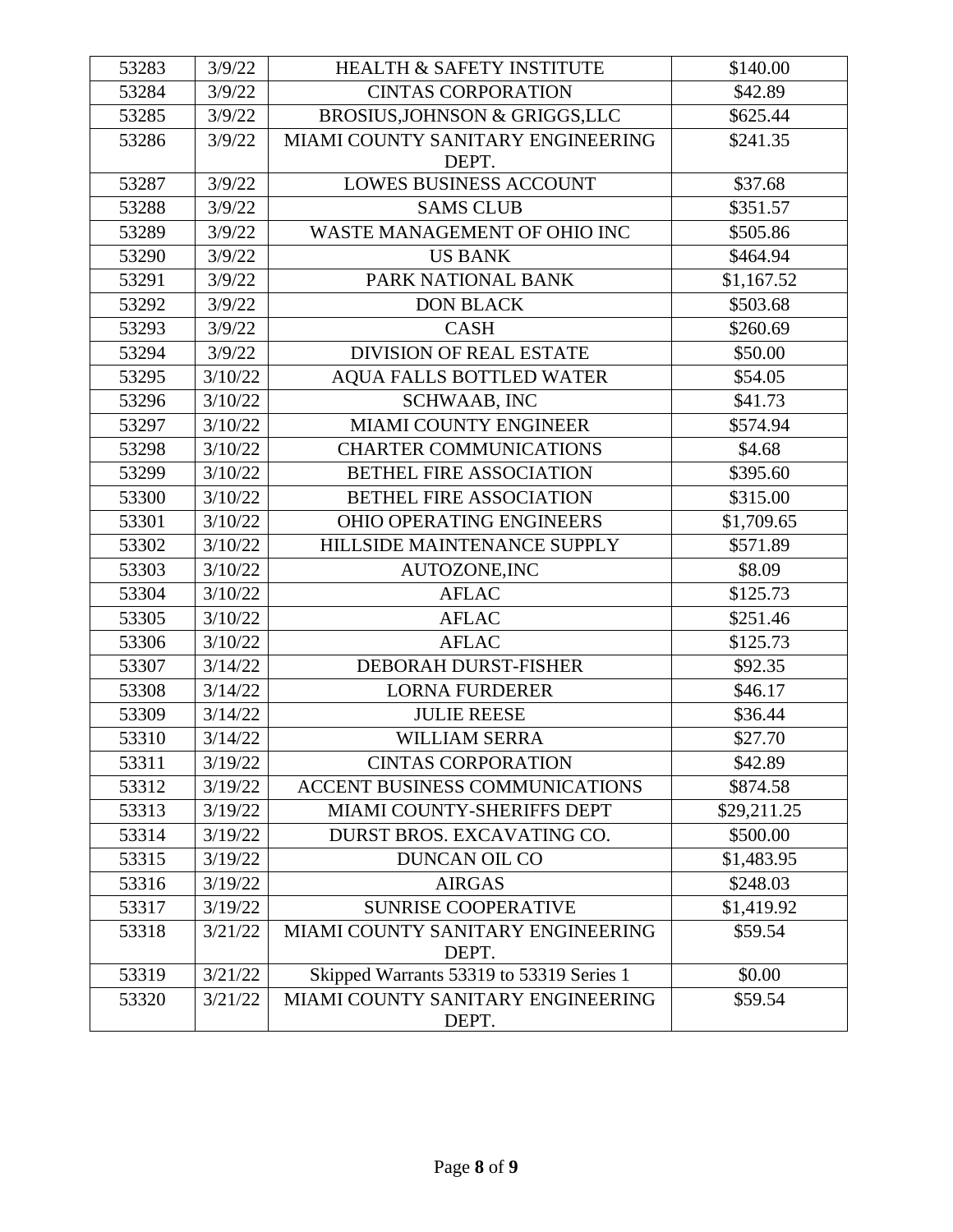| 53283 | 3/9/22 | HEALTH & SAFETY INSTITUTE | $140.00 |
|---|---|---|---|
| 53284 | 3/9/22 | CINTAS CORPORATION | $42.89 |
| 53285 | 3/9/22 | BROSIUS,JOHNSON & GRIGGS,LLC | $625.44 |
| 53286 | 3/9/22 | MIAMI COUNTY SANITARY ENGINEERING DEPT. | $241.35 |
| 53287 | 3/9/22 | LOWES BUSINESS ACCOUNT | $37.68 |
| 53288 | 3/9/22 | SAMS CLUB | $351.57 |
| 53289 | 3/9/22 | WASTE MANAGEMENT OF OHIO INC | $505.86 |
| 53290 | 3/9/22 | US BANK | $464.94 |
| 53291 | 3/9/22 | PARK NATIONAL BANK | $1,167.52 |
| 53292 | 3/9/22 | DON BLACK | $503.68 |
| 53293 | 3/9/22 | CASH | $260.69 |
| 53294 | 3/9/22 | DIVISION OF REAL ESTATE | $50.00 |
| 53295 | 3/10/22 | AQUA FALLS BOTTLED WATER | $54.05 |
| 53296 | 3/10/22 | SCHWAAB, INC | $41.73 |
| 53297 | 3/10/22 | MIAMI COUNTY ENGINEER | $574.94 |
| 53298 | 3/10/22 | CHARTER COMMUNICATIONS | $4.68 |
| 53299 | 3/10/22 | BETHEL FIRE ASSOCIATION | $395.60 |
| 53300 | 3/10/22 | BETHEL FIRE ASSOCIATION | $315.00 |
| 53301 | 3/10/22 | OHIO OPERATING ENGINEERS | $1,709.65 |
| 53302 | 3/10/22 | HILLSIDE MAINTENANCE SUPPLY | $571.89 |
| 53303 | 3/10/22 | AUTOZONE,INC | $8.09 |
| 53304 | 3/10/22 | AFLAC | $125.73 |
| 53305 | 3/10/22 | AFLAC | $251.46 |
| 53306 | 3/10/22 | AFLAC | $125.73 |
| 53307 | 3/14/22 | DEBORAH DURST-FISHER | $92.35 |
| 53308 | 3/14/22 | LORNA FURDERER | $46.17 |
| 53309 | 3/14/22 | JULIE REESE | $36.44 |
| 53310 | 3/14/22 | WILLIAM SERRA | $27.70 |
| 53311 | 3/19/22 | CINTAS CORPORATION | $42.89 |
| 53312 | 3/19/22 | ACCENT BUSINESS COMMUNICATIONS | $874.58 |
| 53313 | 3/19/22 | MIAMI COUNTY-SHERIFFS DEPT | $29,211.25 |
| 53314 | 3/19/22 | DURST BROS. EXCAVATING CO. | $500.00 |
| 53315 | 3/19/22 | DUNCAN OIL CO | $1,483.95 |
| 53316 | 3/19/22 | AIRGAS | $248.03 |
| 53317 | 3/19/22 | SUNRISE COOPERATIVE | $1,419.92 |
| 53318 | 3/21/22 | MIAMI COUNTY SANITARY ENGINEERING DEPT. | $59.54 |
| 53319 | 3/21/22 | Skipped Warrants 53319 to 53319 Series 1 | $0.00 |
| 53320 | 3/21/22 | MIAMI COUNTY SANITARY ENGINEERING DEPT. | $59.54 |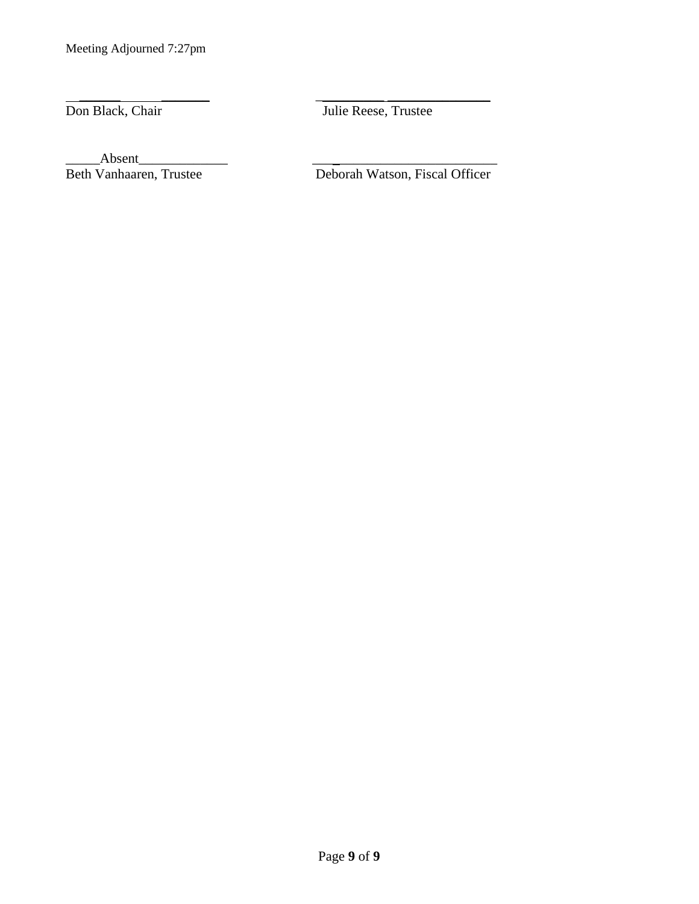Meeting Adjourned 7:27pm

\_\_\_\_\_\_\_\_\_\_\_\_\_\_\_\_\_\_\_\_\_\_\_\_
Don Black, Chair

\_\_\_\_\_\_\_\_\_\_\_\_\_\_\_\_\_\_\_\_\_\_\_\_\_\_\_\_\_\_
Julie Reese, Trustee

\_\_\_\_\_Absent\_\_\_\_\_\_\_\_\_\_\_\_\_
Beth Vanhaaren, Trustee

\_\_\_\_\_\_\_\_\_\_\_\_\_\_\_\_\_\_\_\_\_\_\_\_\_\_\_\_\_\_
Deborah Watson, Fiscal Officer